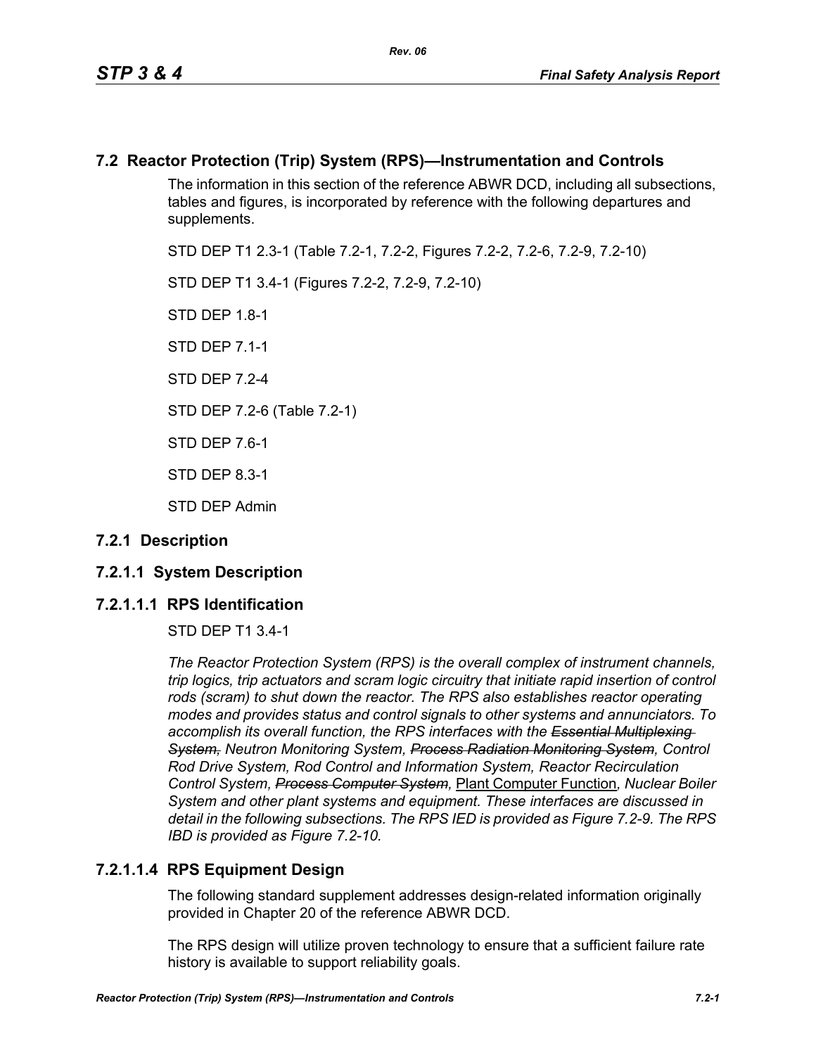## 7.2 Reactor Protection (Trip) System (RPS)—Instrumentation and Controls

The information in this section of the reference ABWR DCD, including all subsections, tables and figures, is incorporated by reference with the following departures and supplements.

STD DEP T1 2.3-1 (Table 7.2-1, 7.2-2, Figures 7.2-2, 7.2-6, 7.2-9, 7.2-10)

STD DEP T1 3.4-1 (Figures 7.2-2, 7.2-9, 7.2-10)

STD DEP 1.8-1

STD DEP 7.1-1

STD DEP 7.2-4

STD DEP 7.2-6 (Table 7.2-1)

STD DEP 7.6-1

STD DEP 8.3-1

STD DEP Admin

### 7.2.1 Description

### 7.2.1.1 System Description

#### 7.2.1.1.1 RPS Identification

STD DEP T1 3.4-1

*The Reactor Protection System (RPS) is the overall complex of instrument channels, trip logics, trip actuators and scram logic circuitry that initiate rapid insertion of control rods (scram) to shut down the reactor. The RPS also establishes reactor operating modes and provides status and control signals to other systems and annunciators. To accomplish its overall function, the RPS interfaces with the ~~Essential Multiplexing System,~~ Neutron Monitoring System, ~~Process Radiation Monitoring System~~, Control Rod Drive System, Rod Control and Information System, Reactor Recirculation Control System, ~~Process Computer System~~,* <u>Plant Computer Function</u>*, Nuclear Boiler System and other plant systems and equipment. These interfaces are discussed in detail in the following subsections. The RPS IED is provided as Figure 7.2-9. The RPS IBD is provided as Figure 7.2-10.*

#### 7.2.1.1.4 RPS Equipment Design

The following standard supplement addresses design-related information originally provided in Chapter 20 of the reference ABWR DCD.

The RPS design will utilize proven technology to ensure that a sufficient failure rate history is available to support reliability goals.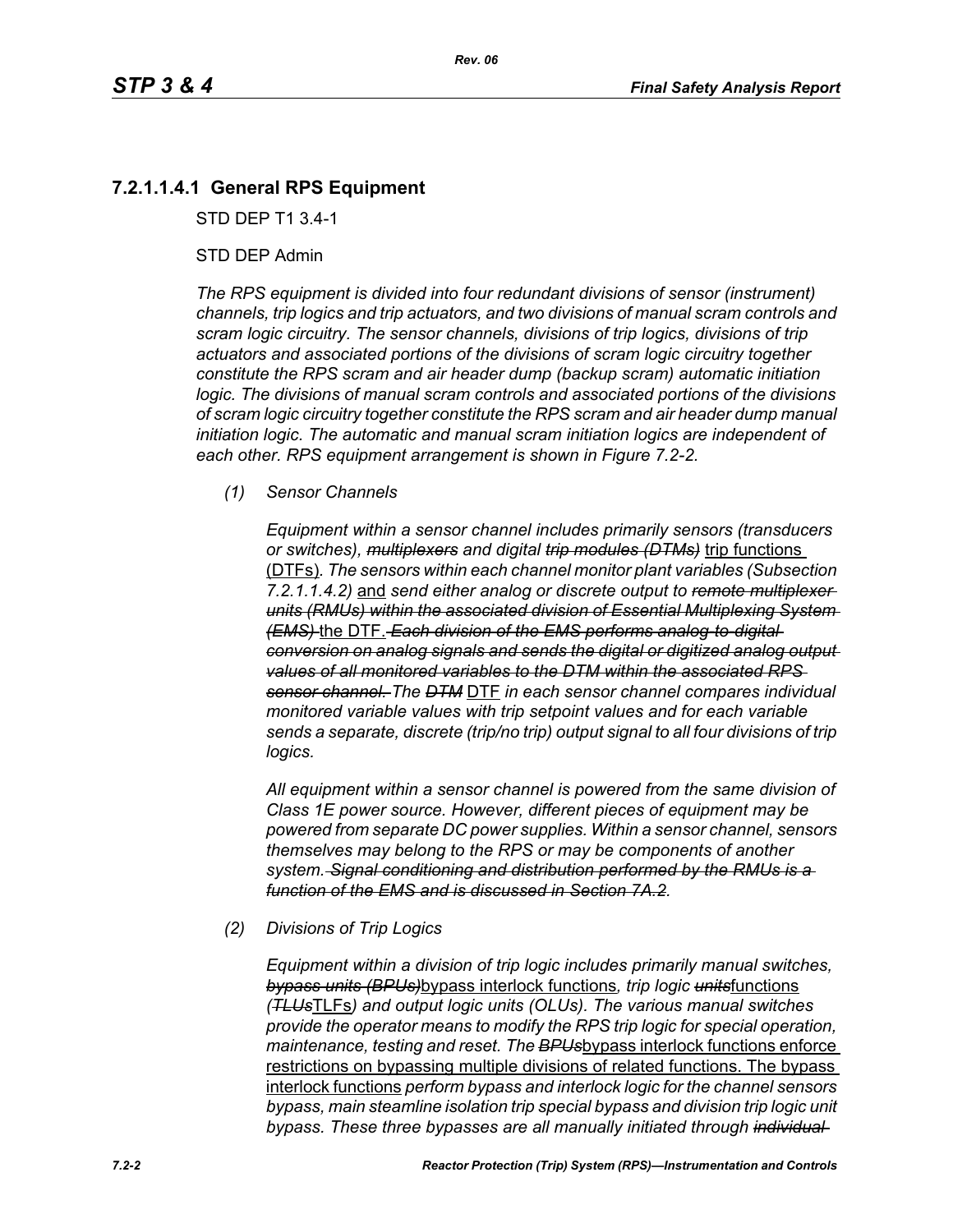### 7.2.1.1.4.1 General RPS Equipment

STD DEP T1 3.4-1

STD DEP Admin

*The RPS equipment is divided into four redundant divisions of sensor (instrument) channels, trip logics and trip actuators, and two divisions of manual scram controls and scram logic circuitry. The sensor channels, divisions of trip logics, divisions of trip actuators and associated portions of the divisions of scram logic circuitry together constitute the RPS scram and air header dump (backup scram) automatic initiation logic. The divisions of manual scram controls and associated portions of the divisions of scram logic circuitry together constitute the RPS scram and air header dump manual initiation logic. The automatic and manual scram initiation logics are independent of each other. RPS equipment arrangement is shown in Figure 7.2-2.*

*(1) Sensor Channels*

*Equipment within a sensor channel includes primarily sensors (transducers or switches), ~~multiplexers~~ and digital ~~trip modules (DTMs)~~* <u>trip functions (DTFs)</u>*. The sensors within each channel monitor plant variables (Subsection 7.2.1.1.4.2)* <u>and</u> *send either analog or discrete output to ~~remote multiplexer units (RMUs) within the associated division of Essential Multiplexing System (EMS)~~* <u>the DTF.</u> *~~Each division of the EMS performs analog-to-digital conversion on analog signals and sends the digital or digitized analog output values of all monitored variables to the DTM within the associated RPS sensor channel.~~ The ~~DTM~~* <u>DTF</u> *in each sensor channel compares individual monitored variable values with trip setpoint values and for each variable sends a separate, discrete (trip/no trip) output signal to all four divisions of trip logics.*

*All equipment within a sensor channel is powered from the same division of Class 1E power source. However, different pieces of equipment may be powered from separate DC power supplies. Within a sensor channel, sensors themselves may belong to the RPS or may be components of another system. ~~Signal conditioning and distribution performed by the RMUs is a function of the EMS and is discussed in Section 7A.2.~~*

*(2) Divisions of Trip Logics*

*Equipment within a division of trip logic includes primarily manual switches, ~~bypass units (BPUs)~~*<u>bypass interlock functions</u>*, trip logic ~~units~~*<u>functions</u> *(~~TLUs~~*<u>TLFs</u>*) and output logic units (OLUs). The various manual switches provide the operator means to modify the RPS trip logic for special operation, maintenance, testing and reset. The ~~BPUs~~*<u>bypass interlock functions enforce restrictions on bypassing multiple divisions of related functions. The bypass interlock functions</u> *perform bypass and interlock logic for the channel sensors bypass, main steamline isolation trip special bypass and division trip logic unit bypass. These three bypasses are all manually initiated through ~~individual~~*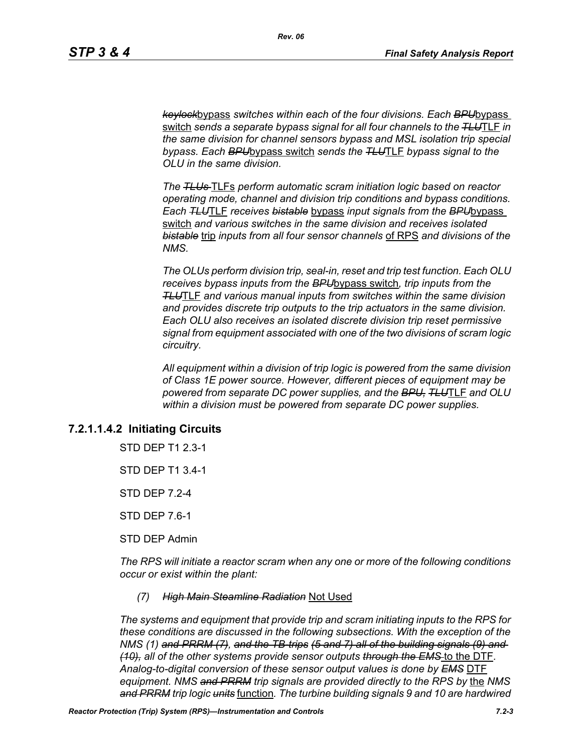*~~keylock~~bypass switches within each of the four divisions. Each ~~BPU~~bypass switch sends a separate bypass signal for all four channels to the ~~TLU~~TLF in the same division for channel sensors bypass and MSL isolation trip special bypass. Each ~~BPU~~bypass switch sends the ~~TLU~~TLF bypass signal to the OLU in the same division.*

*The ~~TLUs~~ TLFs perform automatic scram initiation logic based on reactor operating mode, channel and division trip conditions and bypass conditions. Each ~~TLU~~TLF receives ~~bistable~~ bypass input signals from the ~~BPU~~bypass switch and various switches in the same division and receives isolated ~~bistable~~ trip inputs from all four sensor channels of RPS and divisions of the NMS.*

*The OLUs perform division trip, seal-in, reset and trip test function. Each OLU receives bypass inputs from the ~~BPU~~bypass switch, trip inputs from the ~~TLU~~TLF and various manual inputs from switches within the same division and provides discrete trip outputs to the trip actuators in the same division. Each OLU also receives an isolated discrete division trip reset permissive signal from equipment associated with one of the two divisions of scram logic circuitry.*

*All equipment within a division of trip logic is powered from the same division of Class 1E power source. However, different pieces of equipment may be powered from separate DC power supplies, and the ~~BPU,~~ ~~TLU~~TLF and OLU within a division must be powered from separate DC power supplies.*

### 7.2.1.1.4.2 Initiating Circuits

STD DEP T1 2.3-1

STD DEP T1 3.4-1

STD DEP 7.2-4

STD DEP 7.6-1

STD DEP Admin

*The RPS will initiate a reactor scram when any one or more of the following conditions occur or exist within the plant:*

(7) *~~High Main Steamline Radiation~~* Not Used

*The systems and equipment that provide trip and scram initiating inputs to the RPS for these conditions are discussed in the following subsections. With the exception of the NMS (1) ~~and PRRM (7),~~ ~~and the TB trips (5 and 7) all of the building signals (9) and (10),~~ all of the other systems provide sensor outputs ~~through the EMS~~ to the DTF. Analog-to-digital conversion of these sensor output values is done by ~~EMS~~ DTF equipment. NMS ~~and PRRM~~ trip signals are provided directly to the RPS by the NMS ~~and PRRM~~ trip logic ~~units~~ function. The turbine building signals 9 and 10 are hardwired*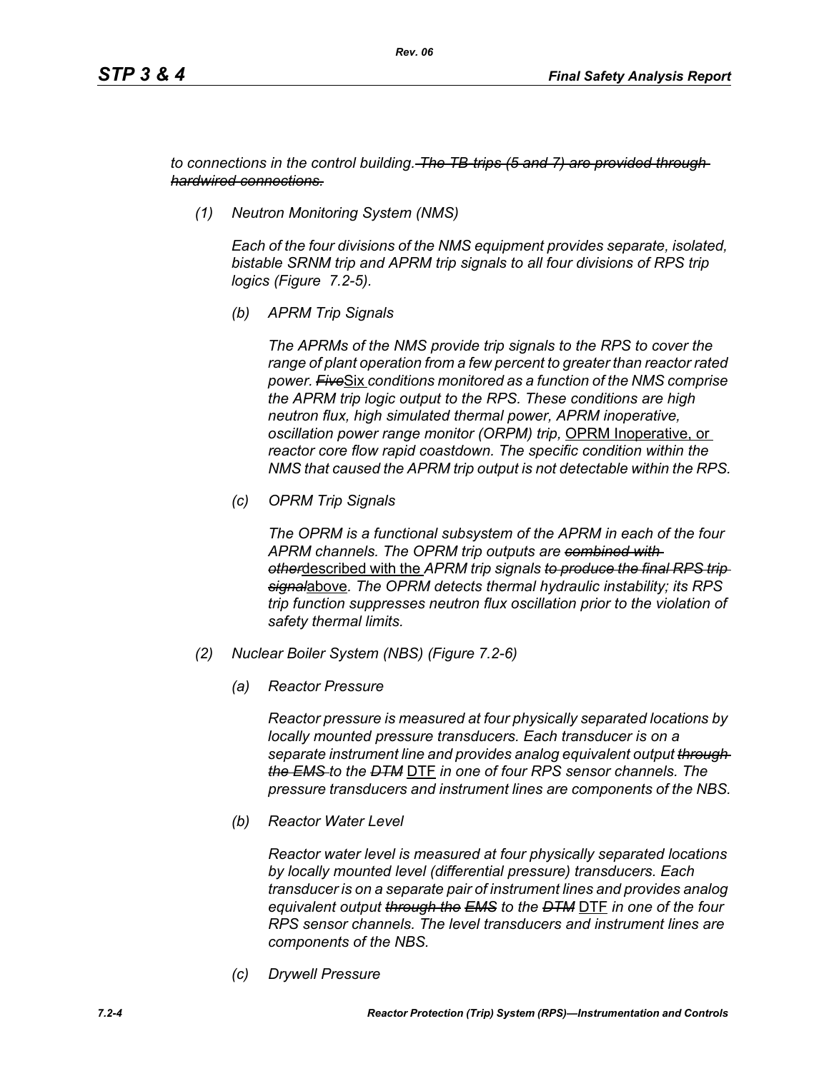*to connections in the control building.* ~~*The TB trips (5 and 7) are provided through hardwired connections.*~~

*(1) Neutron Monitoring System (NMS)*

*Each of the four divisions of the NMS equipment provides separate, isolated, bistable SRNM trip and APRM trip signals to all four divisions of RPS trip logics (Figure 7.2-5).*

*(b) APRM Trip Signals*

*The APRMs of the NMS provide trip signals to the RPS to cover the range of plant operation from a few percent to greater than reactor rated power.* ~~*Five*~~<u>Six</u> *conditions monitored as a function of the NMS comprise the APRM trip logic output to the RPS. These conditions are high neutron flux, high simulated thermal power, APRM inoperative, oscillation power range monitor (ORPM) trip,* <u>OPRM Inoperative, or</u> *reactor core flow rapid coastdown. The specific condition within the NMS that caused the APRM trip output is not detectable within the RPS.*

*(c) OPRM Trip Signals*

*The OPRM is a functional subsystem of the APRM in each of the four APRM channels. The OPRM trip outputs are* ~~*combined with other*~~<u>described with the</u> *APRM trip signals* ~~*to produce the final RPS trip signal*~~<u>above</u>*. The OPRM detects thermal hydraulic instability; its RPS trip function suppresses neutron flux oscillation prior to the violation of safety thermal limits.*

*(2) Nuclear Boiler System (NBS) (Figure 7.2-6)*

*(a) Reactor Pressure*

*Reactor pressure is measured at four physically separated locations by locally mounted pressure transducers. Each transducer is on a separate instrument line and provides analog equivalent output* ~~*through the EMS*~~ *to the* ~~*DTM*~~ <u>DTF</u> *in one of four RPS sensor channels. The pressure transducers and instrument lines are components of the NBS.*

*(b) Reactor Water Level*

*Reactor water level is measured at four physically separated locations by locally mounted level (differential pressure) transducers. Each transducer is on a separate pair of instrument lines and provides analog equivalent output* ~~*through the EMS*~~ *to the* ~~*DTM*~~ <u>DTF</u> *in one of the four RPS sensor channels. The level transducers and instrument lines are components of the NBS.*

*(c) Drywell Pressure*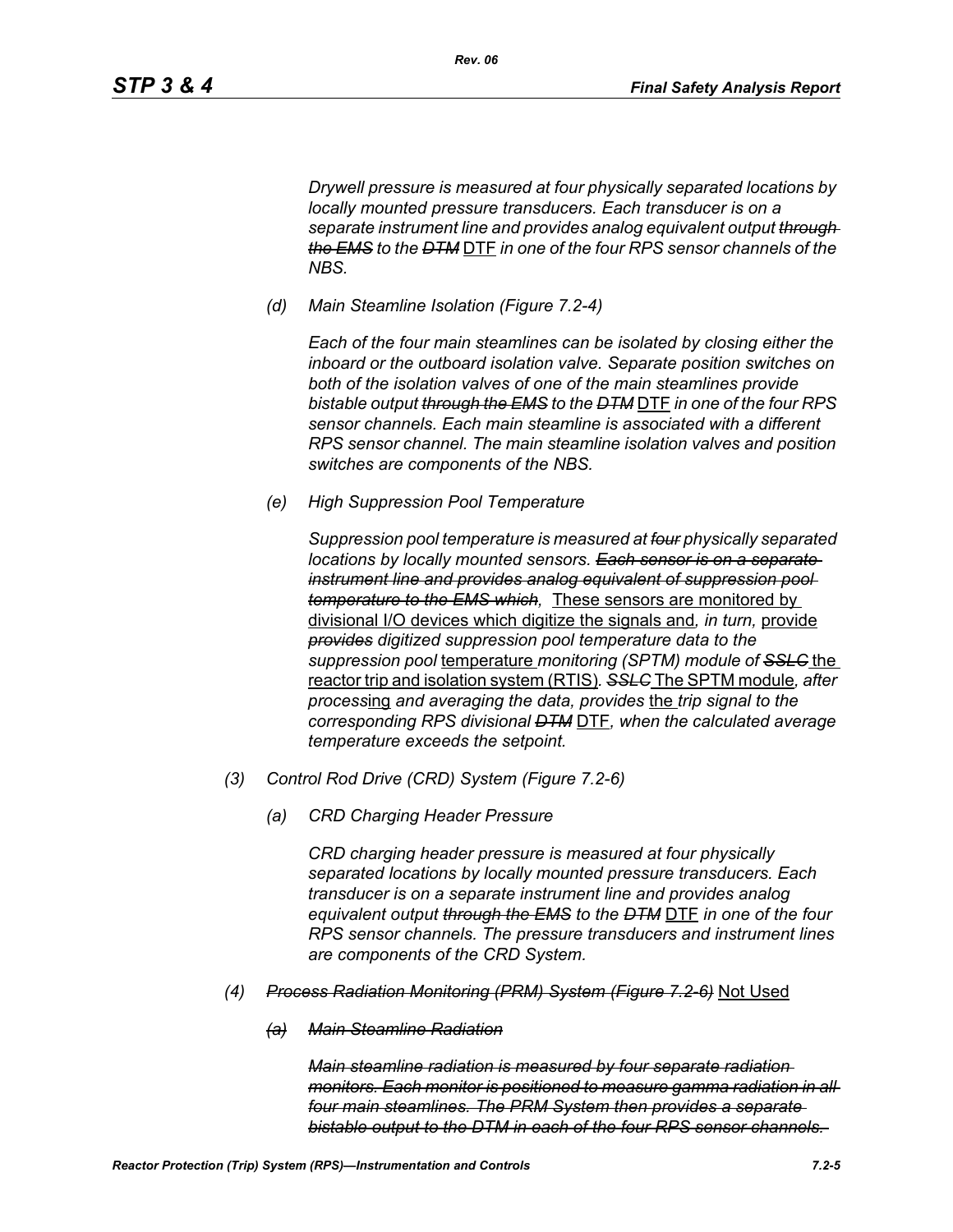*Drywell pressure is measured at four physically separated locations by locally mounted pressure transducers. Each transducer is on a separate instrument line and provides analog equivalent output ~~through the EMS~~ to the ~~DTM~~* DTF *in one of the four RPS sensor channels of the NBS.*

*(d) Main Steamline Isolation (Figure 7.2-4)*

*Each of the four main steamlines can be isolated by closing either the inboard or the outboard isolation valve. Separate position switches on both of the isolation valves of one of the main steamlines provide bistable output ~~through the EMS~~ to the ~~DTM~~* DTF *in one of the four RPS sensor channels. Each main steamline is associated with a different RPS sensor channel. The main steamline isolation valves and position switches are components of the NBS.*

*(e) High Suppression Pool Temperature*

*Suppression pool temperature is measured at ~~four~~ physically separated locations by locally mounted sensors. ~~Each sensor is on a separate instrument line and provides analog equivalent of suppression pool temperature to the EMS which,~~* These sensors are monitored by divisional I/O devices which digitize the signals and*, in turn,* provide *~~provides~~ digitized suppression pool temperature data to the suppression pool* temperature *monitoring (SPTM) module of ~~SSLC~~* the reactor trip and isolation system (RTIS)*. ~~SSLC~~* The SPTM module*, after process*ing *and averaging the data, provides* the *trip signal to the corresponding RPS divisional ~~DTM~~* DTF*, when the calculated average temperature exceeds the setpoint.*

*(3) Control Rod Drive (CRD) System (Figure 7.2-6)*

*(a) CRD Charging Header Pressure*

*CRD charging header pressure is measured at four physically separated locations by locally mounted pressure transducers. Each transducer is on a separate instrument line and provides analog equivalent output ~~through the EMS~~ to the ~~DTM~~* DTF *in one of the four RPS sensor channels. The pressure transducers and instrument lines are components of the CRD System.*

*(4) ~~Process Radiation Monitoring (PRM) System (Figure 7.2-6)~~* Not Used

*~~(a) Main Steamline Radiation~~*

*~~Main steamline radiation is measured by four separate radiation monitors. Each monitor is positioned to measure gamma radiation in all four main steamlines. The PRM System then provides a separate bistable output to the DTM in each of the four RPS sensor channels.~~*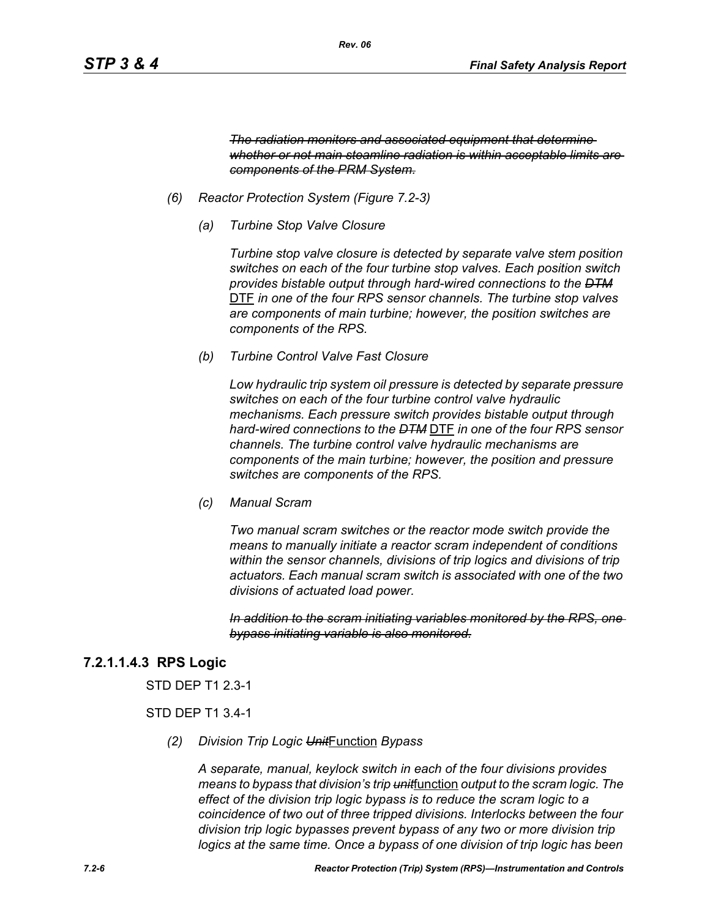~~*The radiation monitors and associated equipment that determine whether or not main steamline radiation is within acceptable limits are components of the PRM System.*~~

*(6) Reactor Protection System (Figure 7.2-3)*

*(a) Turbine Stop Valve Closure*

*Turbine stop valve closure is detected by separate valve stem position switches on each of the four turbine stop valves. Each position switch provides bistable output through hard-wired connections to the* ~~*DTM*~~ <u>DTF</u> *in one of the four RPS sensor channels. The turbine stop valves are components of main turbine; however, the position switches are components of the RPS.*

*(b) Turbine Control Valve Fast Closure*

*Low hydraulic trip system oil pressure is detected by separate pressure switches on each of the four turbine control valve hydraulic mechanisms. Each pressure switch provides bistable output through hard-wired connections to the* ~~*DTM*~~ <u>DTF</u> *in one of the four RPS sensor channels. The turbine control valve hydraulic mechanisms are components of the main turbine; however, the position and pressure switches are components of the RPS.*

*(c) Manual Scram*

*Two manual scram switches or the reactor mode switch provide the means to manually initiate a reactor scram independent of conditions within the sensor channels, divisions of trip logics and divisions of trip actuators. Each manual scram switch is associated with one of the two divisions of actuated load power.*

~~*In addition to the scram initiating variables monitored by the RPS, one bypass initiating variable is also monitored.*~~

### 7.2.1.1.4.3 RPS Logic

STD DEP T1 2.3-1

STD DEP T1 3.4-1

*(2) Division Trip Logic* ~~*Unit*~~<u>Function</u> *Bypass*

*A separate, manual, keylock switch in each of the four divisions provides means to bypass that division's trip* ~~*unit*~~<u>function</u> *output to the scram logic. The effect of the division trip logic bypass is to reduce the scram logic to a coincidence of two out of three tripped divisions. Interlocks between the four division trip logic bypasses prevent bypass of any two or more division trip logics at the same time. Once a bypass of one division of trip logic has been*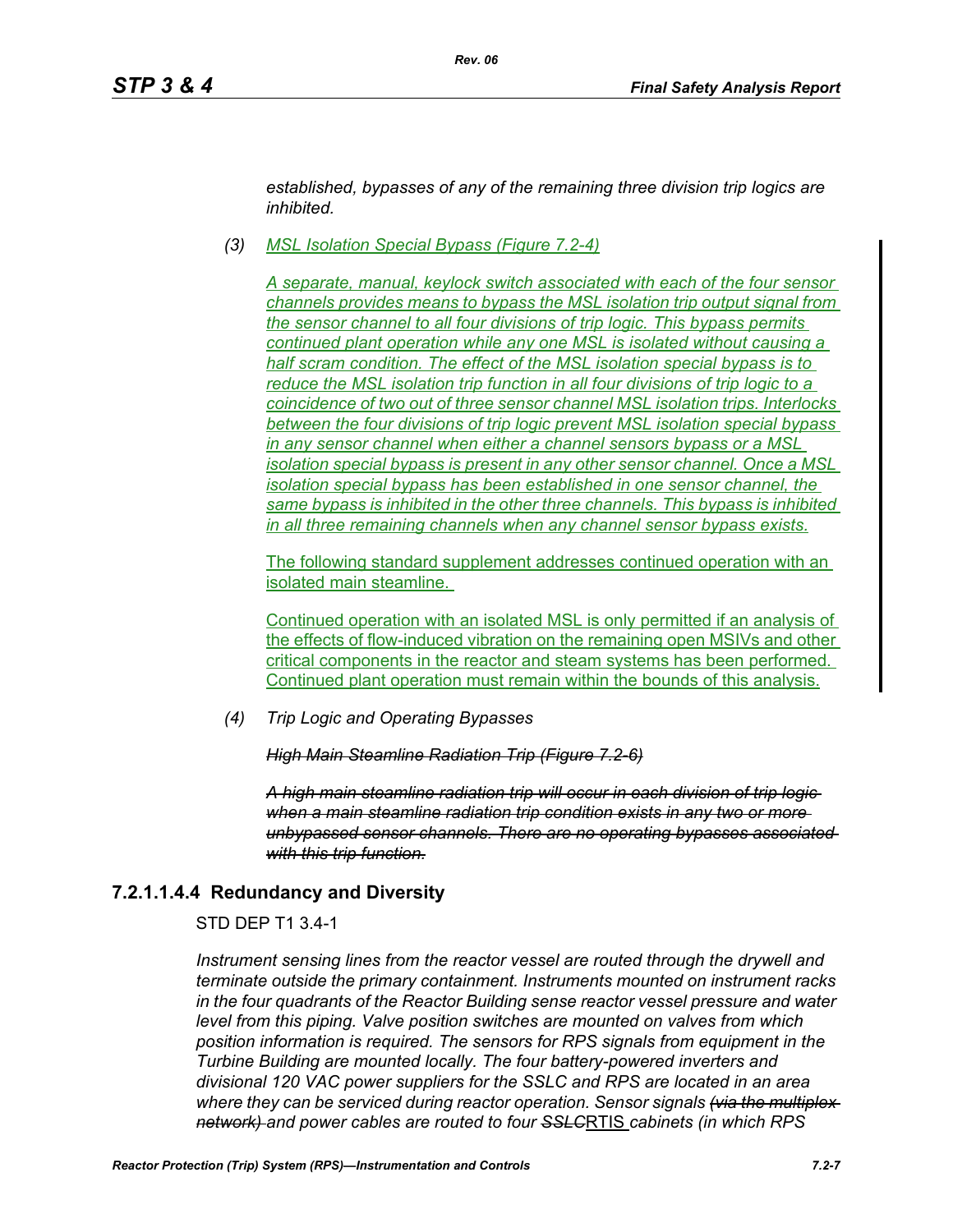*established, bypasses of any of the remaining three division trip logics are inhibited.*

*(3) MSL Isolation Special Bypass (Figure 7.2-4)*

*A separate, manual, keylock switch associated with each of the four sensor channels provides means to bypass the MSL isolation trip output signal from the sensor channel to all four divisions of trip logic. This bypass permits continued plant operation while any one MSL is isolated without causing a half scram condition. The effect of the MSL isolation special bypass is to reduce the MSL isolation trip function in all four divisions of trip logic to a coincidence of two out of three sensor channel MSL isolation trips. Interlocks between the four divisions of trip logic prevent MSL isolation special bypass in any sensor channel when either a channel sensors bypass or a MSL isolation special bypass is present in any other sensor channel. Once a MSL isolation special bypass has been established in one sensor channel, the same bypass is inhibited in the other three channels. This bypass is inhibited in all three remaining channels when any channel sensor bypass exists.*

The following standard supplement addresses continued operation with an isolated main steamline.

Continued operation with an isolated MSL is only permitted if an analysis of the effects of flow-induced vibration on the remaining open MSIVs and other critical components in the reactor and steam systems has been performed. Continued plant operation must remain within the bounds of this analysis.

*(4) Trip Logic and Operating Bypasses*

~~*High Main Steamline Radiation Trip (Figure 7.2-6)*~~

~~*A high main steamline radiation trip will occur in each division of trip logic when a main steamline radiation trip condition exists in any two or more unbypassed sensor channels. There are no operating bypasses associated with this trip function.*~~

### 7.2.1.1.4.4 Redundancy and Diversity

STD DEP T1 3.4-1

*Instrument sensing lines from the reactor vessel are routed through the drywell and terminate outside the primary containment. Instruments mounted on instrument racks in the four quadrants of the Reactor Building sense reactor vessel pressure and water level from this piping. Valve position switches are mounted on valves from which position information is required. The sensors for RPS signals from equipment in the Turbine Building are mounted locally. The four battery-powered inverters and divisional 120 VAC power suppliers for the SSLC and RPS are located in an area where they can be serviced during reactor operation. Sensor signals ~~(via the multiplex network)~~ and power cables are routed to four ~~SSLC~~*RTIS *cabinets (in which RPS*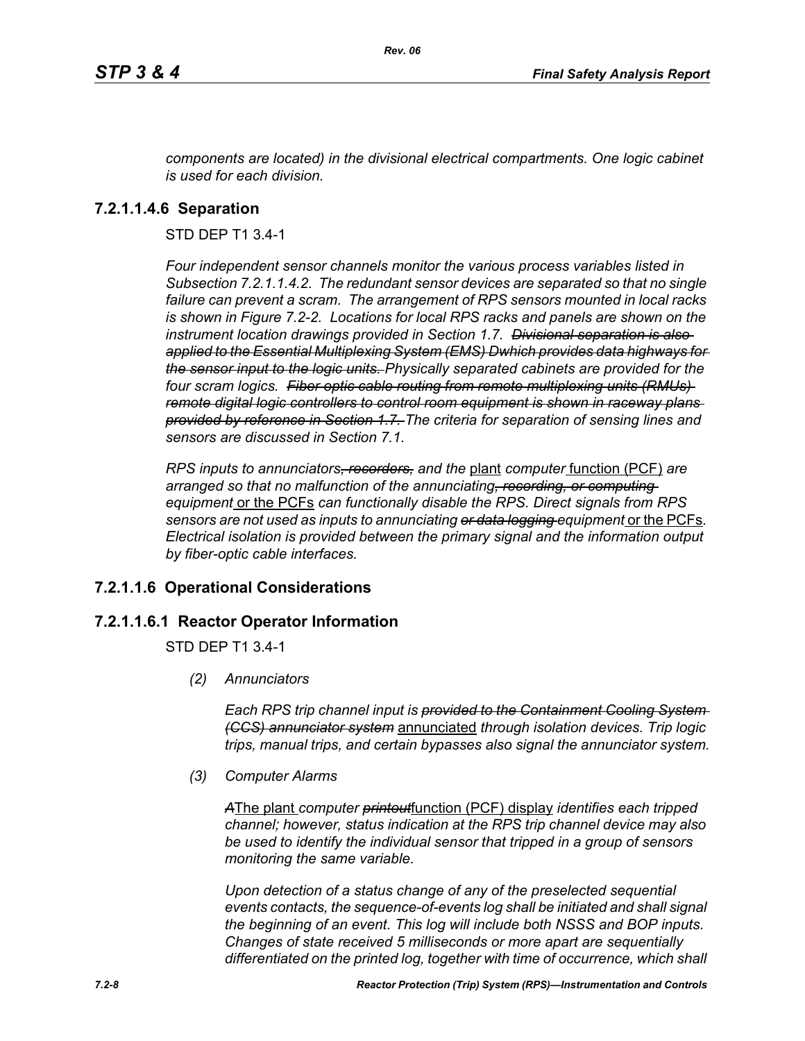*components are located) in the divisional electrical compartments. One logic cabinet is used for each division.*

### 7.2.1.1.4.6 Separation

STD DEP T1 3.4-1

*Four independent sensor channels monitor the various process variables listed in Subsection 7.2.1.1.4.2. The redundant sensor devices are separated so that no single failure can prevent a scram. The arrangement of RPS sensors mounted in local racks is shown in Figure 7.2-2. Locations for local RPS racks and panels are shown on the instrument location drawings provided in Section 1.7.* ~~*Divisional separation is also applied to the Essential Multiplexing System (EMS) Dwhich provides data highways for the sensor input to the logic units.*~~ *Physically separated cabinets are provided for the four scram logics.* ~~*Fiber optic cable routing from remote multiplexing units (RMUs) remote digital logic controllers to control room equipment is shown in raceway plans provided by reference in Section 1.7.*~~ *The criteria for separation of sensing lines and sensors are discussed in Section 7.1.*

*RPS inputs to annunciators*~~*, recorders,*~~ *and the* plant *computer* function (PCF) *are arranged so that no malfunction of the annunciating*~~*, recording, or computing*~~ *equipment* or the PCFs *can functionally disable the RPS. Direct signals from RPS sensors are not used as inputs to annunciating* ~~*or data logging*~~ *equipment* or the PCFs*. Electrical isolation is provided between the primary signal and the information output by fiber-optic cable interfaces.*

## 7.2.1.1.6 Operational Considerations

### 7.2.1.1.6.1 Reactor Operator Information

STD DEP T1 3.4-1

*(2) Annunciators*

*Each RPS trip channel input is* ~~*provided to the Containment Cooling System (CCS) annunciator system*~~ annunciated *through isolation devices. Trip logic trips, manual trips, and certain bypasses also signal the annunciator system.*

*(3) Computer Alarms*

~~*A*~~The plant *computer* ~~*printout*~~function (PCF) display *identifies each tripped channel; however, status indication at the RPS trip channel device may also be used to identify the individual sensor that tripped in a group of sensors monitoring the same variable.*

*Upon detection of a status change of any of the preselected sequential events contacts, the sequence-of-events log shall be initiated and shall signal the beginning of an event. This log will include both NSSS and BOP inputs. Changes of state received 5 milliseconds or more apart are sequentially differentiated on the printed log, together with time of occurrence, which shall*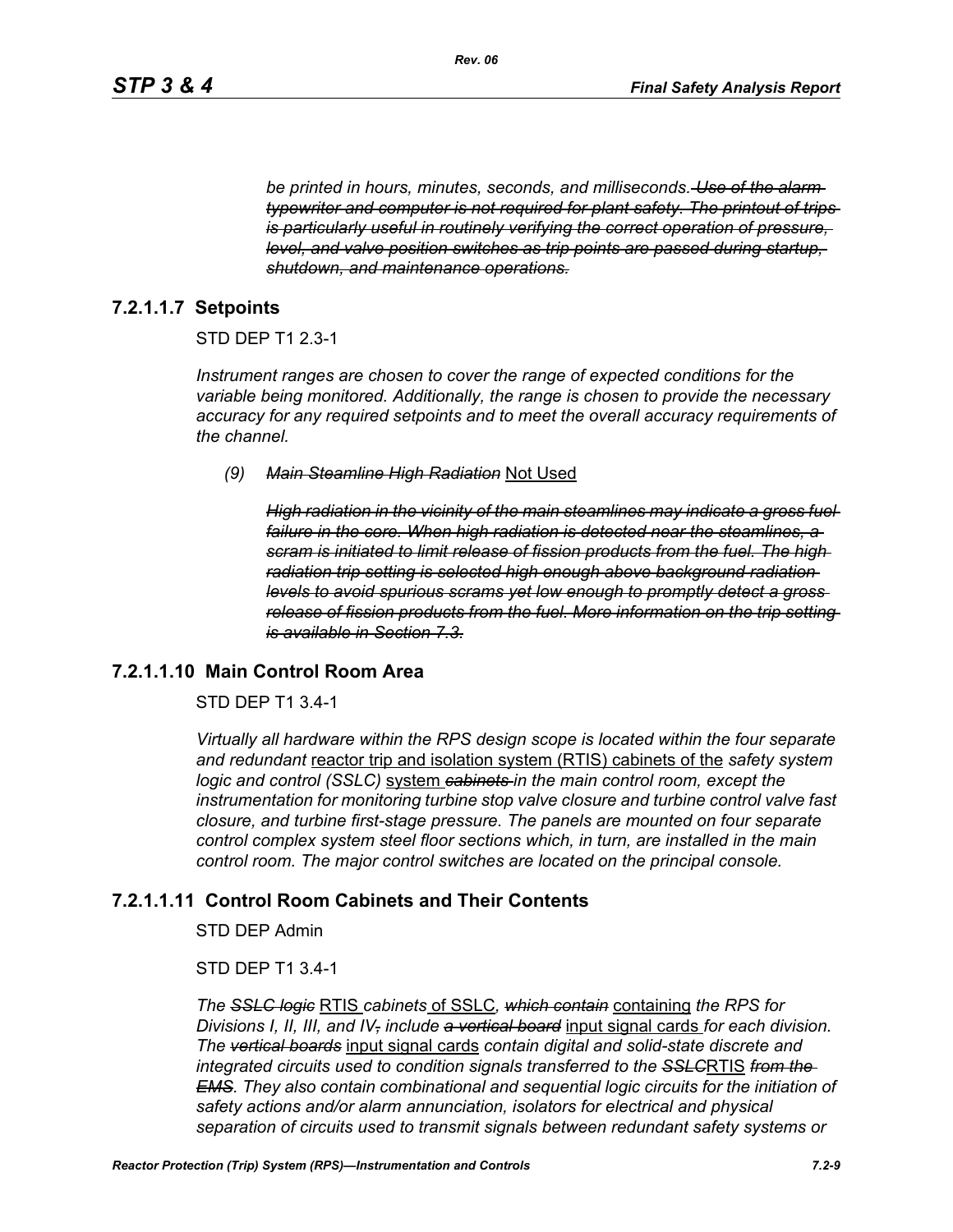*be printed in hours, minutes, seconds, and milliseconds.* ~~*Use of the alarm typewriter and computer is not required for plant safety. The printout of trips is particularly useful in routinely verifying the correct operation of pressure, level, and valve position switches as trip points are passed during startup, shutdown, and maintenance operations.*~~

### 7.2.1.1.7 Setpoints

STD DEP T1 2.3-1

*Instrument ranges are chosen to cover the range of expected conditions for the variable being monitored. Additionally, the range is chosen to provide the necessary accuracy for any required setpoints and to meet the overall accuracy requirements of the channel.*

*(9)* ~~*Main Steamline High Radiation*~~ Not Used

~~*High radiation in the vicinity of the main steamlines may indicate a gross fuel failure in the core. When high radiation is detected near the steamlines, a scram is initiated to limit release of fission products from the fuel. The high radiation trip setting is selected high enough above background radiation levels to avoid spurious scrams yet low enough to promptly detect a gross release of fission products from the fuel. More information on the trip setting is available in Section 7.3.*~~

### 7.2.1.1.10 Main Control Room Area

STD DEP T1 3.4-1

*Virtually all hardware within the RPS design scope is located within the four separate and redundant* reactor trip and isolation system (RTIS) cabinets of the *safety system logic and control (SSLC)* system ~~*cabinets*~~ *in the main control room, except the instrumentation for monitoring turbine stop valve closure and turbine control valve fast closure, and turbine first-stage pressure. The panels are mounted on four separate control complex system steel floor sections which, in turn, are installed in the main control room. The major control switches are located on the principal console.*

### 7.2.1.1.11 Control Room Cabinets and Their Contents

STD DEP Admin

STD DEP T1 3.4-1

*The* ~~*SSLC logic*~~ RTIS *cabinets* of SSLC*,* ~~*which contain*~~ containing *the RPS for Divisions I, II, III, and IV*~~*,*~~ *include* ~~*a vertical board*~~ input signal cards *for each division. The* ~~*vertical boards*~~ input signal cards *contain digital and solid-state discrete and integrated circuits used to condition signals transferred to the* ~~*SSLC*~~RTIS ~~*from the EMS*~~*. They also contain combinational and sequential logic circuits for the initiation of safety actions and/or alarm annunciation, isolators for electrical and physical separation of circuits used to transmit signals between redundant safety systems or*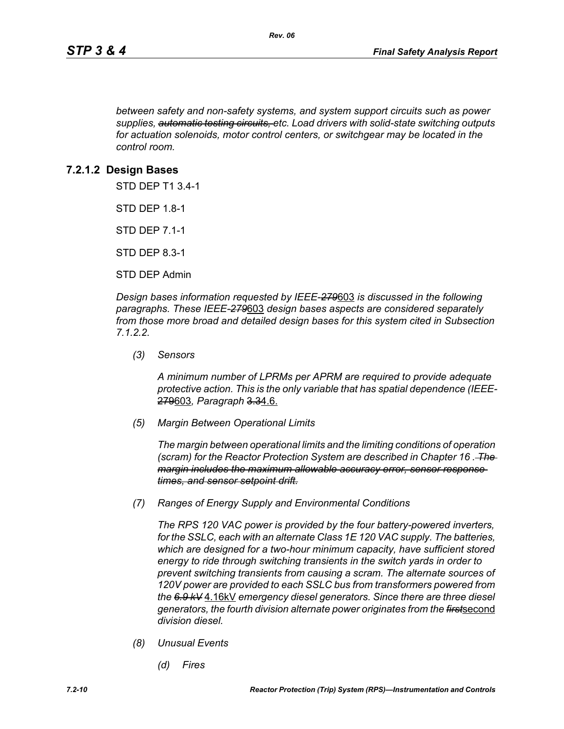*between safety and non-safety systems, and system support circuits such as power supplies, ~~automatic testing circuits,~~ etc. Load drivers with solid-state switching outputs for actuation solenoids, motor control centers, or switchgear may be located in the control room.*

### 7.2.1.2 Design Bases

STD DEP T1 3.4-1

STD DEP 1.8-1

STD DEP 7.1-1

STD DEP 8.3-1

STD DEP Admin

*Design bases information requested by IEEE-~~279~~*603 *is discussed in the following paragraphs. These IEEE-~~279~~*603 *design bases aspects are considered separately from those more broad and detailed design bases for this system cited in Subsection 7.1.2.2.*

*(3) Sensors*

*A minimum number of LPRMs per APRM are required to provide adequate protective action. This is the only variable that has spatial dependence (IEEE-*~~279~~603*, Paragraph* ~~3.3~~4.6.

*(5) Margin Between Operational Limits*

*The margin between operational limits and the limiting conditions of operation (scram) for the Reactor Protection System are described in Chapter 16 . ~~The margin includes the maximum allowable accuracy error, sensor response times, and sensor setpoint drift.~~*

*(7) Ranges of Energy Supply and Environmental Conditions*

*The RPS 120 VAC power is provided by the four battery-powered inverters, for the SSLC, each with an alternate Class 1E 120 VAC supply. The batteries, which are designed for a two-hour minimum capacity, have sufficient stored energy to ride through switching transients in the switch yards in order to prevent switching transients from causing a scram. The alternate sources of 120V power are provided to each SSLC bus from transformers powered from the ~~6.9 kV~~* 4.16kV *emergency diesel generators. Since there are three diesel generators, the fourth division alternate power originates from the ~~first~~*second *division diesel.*

*(8) Unusual Events*

*(d) Fires*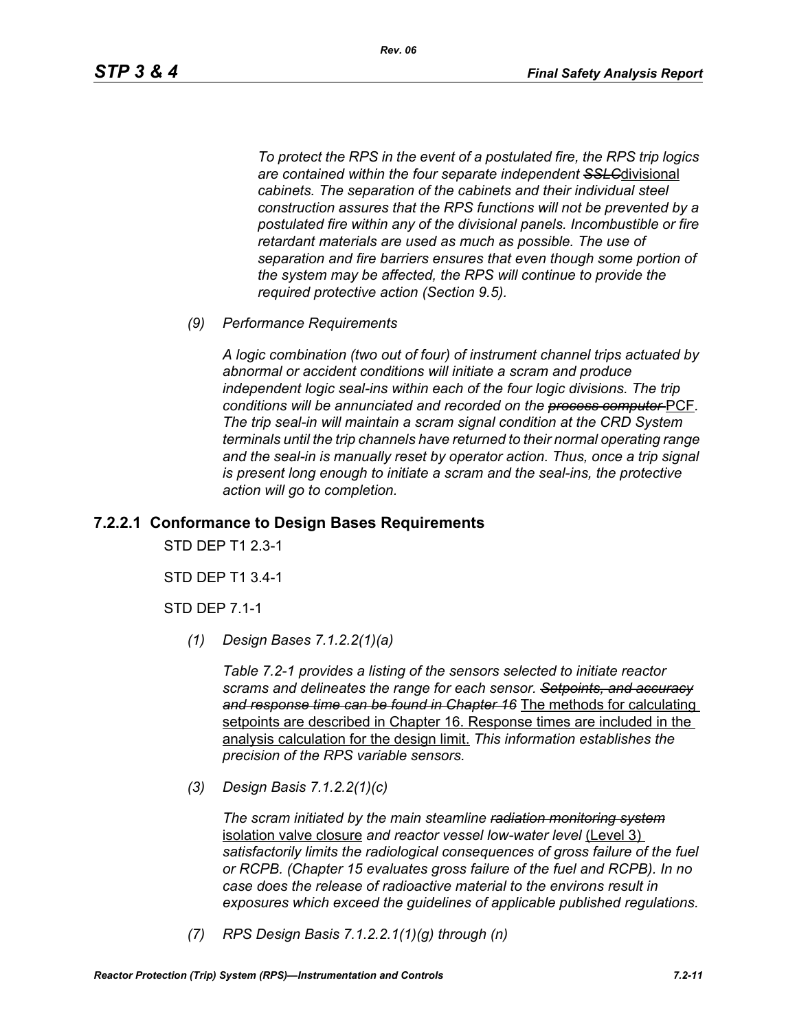*To protect the RPS in the event of a postulated fire, the RPS trip logics are contained within the four separate independent ~~SSLC~~*divisional *cabinets. The separation of the cabinets and their individual steel construction assures that the RPS functions will not be prevented by a postulated fire within any of the divisional panels. Incombustible or fire retardant materials are used as much as possible. The use of separation and fire barriers ensures that even though some portion of the system may be affected, the RPS will continue to provide the required protective action (Section 9.5).*

*(9) Performance Requirements*

*A logic combination (two out of four) of instrument channel trips actuated by abnormal or accident conditions will initiate a scram and produce independent logic seal-ins within each of the four logic divisions. The trip conditions will be annunciated and recorded on the ~~process computer~~* PCF*. The trip seal-in will maintain a scram signal condition at the CRD System terminals until the trip channels have returned to their normal operating range and the seal-in is manually reset by operator action. Thus, once a trip signal is present long enough to initiate a scram and the seal-ins, the protective action will go to completion.*

### 7.2.2.1 Conformance to Design Bases Requirements

STD DEP T1 2.3-1

STD DEP T1 3.4-1

STD DEP 7.1-1

*(1) Design Bases 7.1.2.2(1)(a)*

*Table 7.2-1 provides a listing of the sensors selected to initiate reactor scrams and delineates the range for each sensor. ~~Setpoints, and accuracy and response time can be found in Chapter 16~~* The methods for calculating setpoints are described in Chapter 16. Response times are included in the analysis calculation for the design limit. *This information establishes the precision of the RPS variable sensors.*

*(3) Design Basis 7.1.2.2(1)(c)*

*The scram initiated by the main steamline ~~radiation monitoring system~~* isolation valve closure *and reactor vessel low-water level* (Level 3) *satisfactorily limits the radiological consequences of gross failure of the fuel or RCPB. (Chapter 15 evaluates gross failure of the fuel and RCPB). In no case does the release of radioactive material to the environs result in exposures which exceed the guidelines of applicable published regulations.*

*(7) RPS Design Basis 7.1.2.2.1(1)(g) through (n)*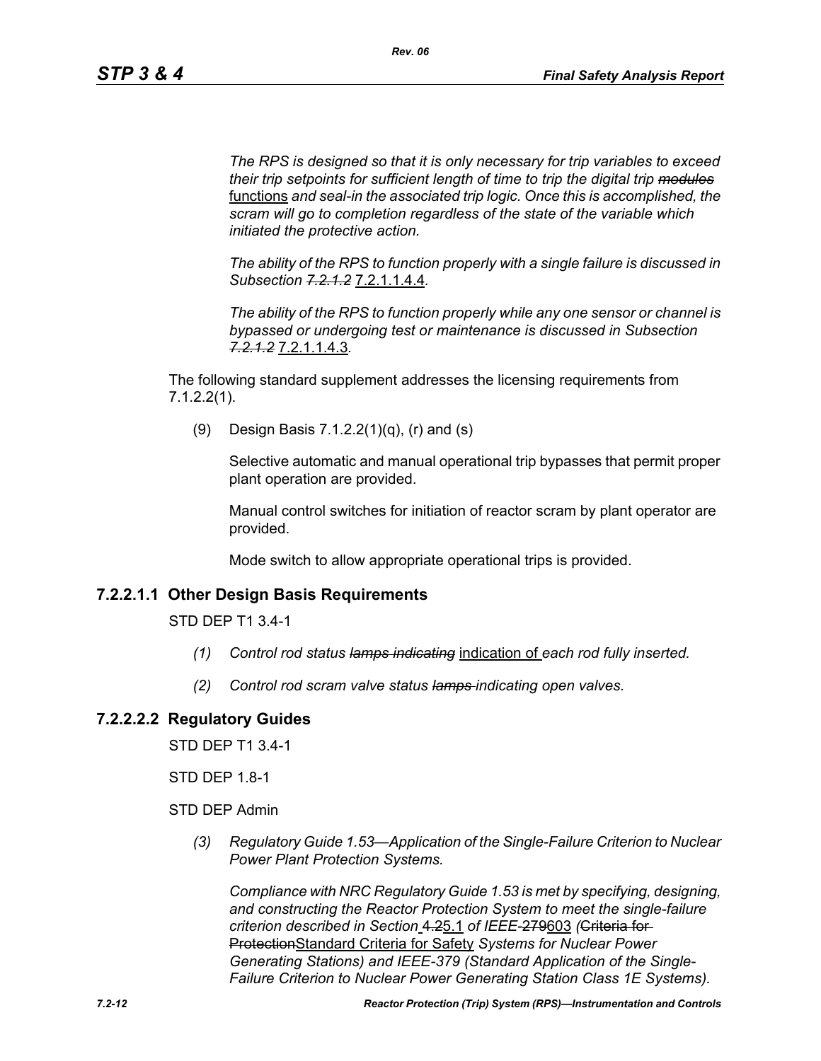*The RPS is designed so that it is only necessary for trip variables to exceed their trip setpoints for sufficient length of time to trip the digital trip* ~~*modules*~~ functions *and seal-in the associated trip logic. Once this is accomplished, the scram will go to completion regardless of the state of the variable which initiated the protective action.*

*The ability of the RPS to function properly with a single failure is discussed in Subsection* ~~*7.2.1.2*~~ 7.2.1.1.4.4*.*

*The ability of the RPS to function properly while any one sensor or channel is bypassed or undergoing test or maintenance is discussed in Subsection* ~~*7.2.1.2*~~ 7.2.1.1.4.3*.*

The following standard supplement addresses the licensing requirements from 7.1.2.2(1).

(9) Design Basis 7.1.2.2(1)(q), (r) and (s)

Selective automatic and manual operational trip bypasses that permit proper plant operation are provided.

Manual control switches for initiation of reactor scram by plant operator are provided.

Mode switch to allow appropriate operational trips is provided.

### 7.2.2.1.1 Other Design Basis Requirements

STD DEP T1 3.4-1

*(1) Control rod status* ~~*lamps indicating*~~ indication of *each rod fully inserted.*

*(2) Control rod scram valve status* ~~*lamps*~~ *indicating open valves.*

### 7.2.2.2.2 Regulatory Guides

STD DEP T1 3.4-1

STD DEP 1.8-1

STD DEP Admin

*(3) Regulatory Guide 1.53—Application of the Single-Failure Criterion to Nuclear Power Plant Protection Systems.*

*Compliance with NRC Regulatory Guide 1.53 is met by specifying, designing, and constructing the Reactor Protection System to meet the single-failure criterion described in Section* ~~4.2~~5.1 *of IEEE-*~~279~~603 *(*~~Criteria for Protection~~Standard Criteria for Safety *Systems for Nuclear Power Generating Stations) and IEEE-379 (Standard Application of the Single-Failure Criterion to Nuclear Power Generating Station Class 1E Systems).*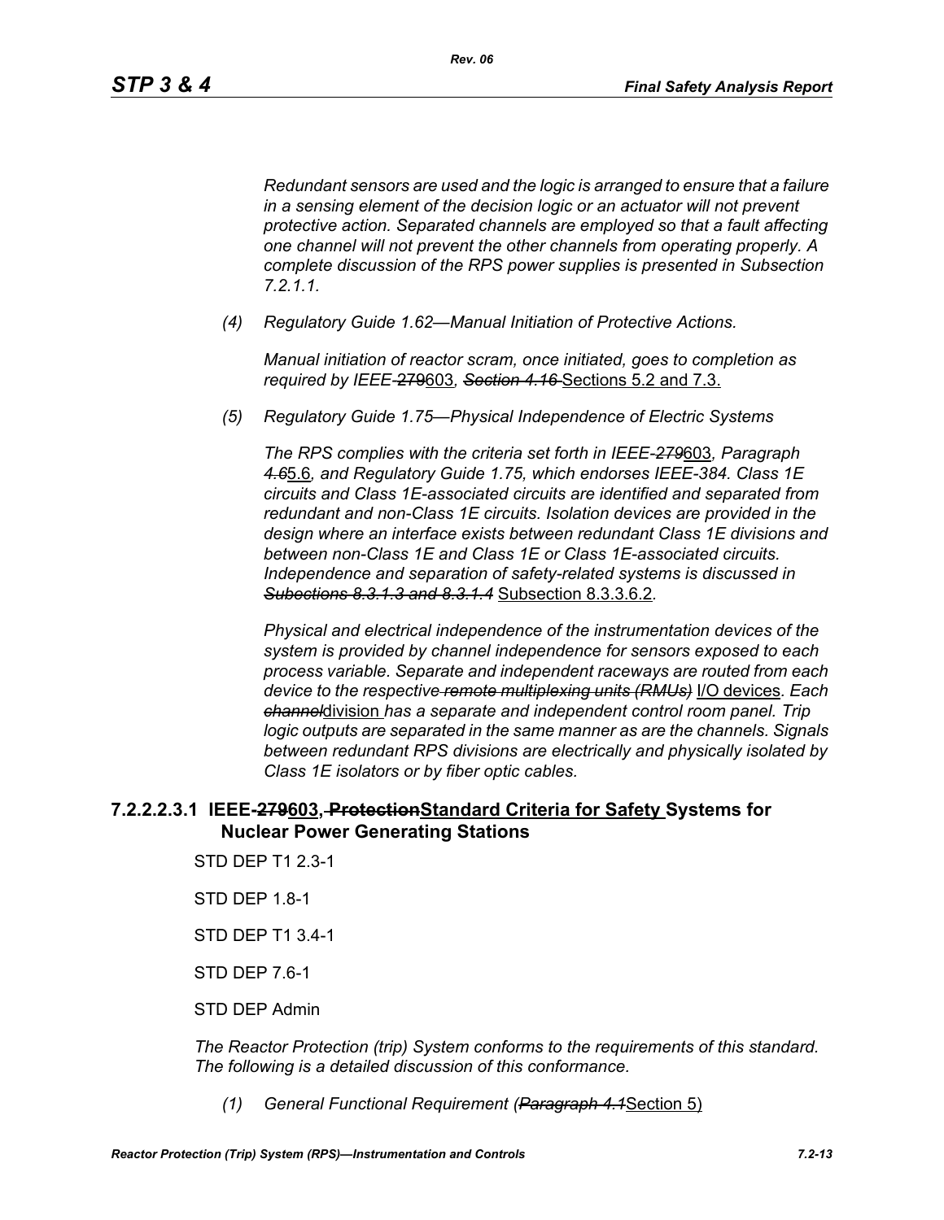*Redundant sensors are used and the logic is arranged to ensure that a failure in a sensing element of the decision logic or an actuator will not prevent protective action. Separated channels are employed so that a fault affecting one channel will not prevent the other channels from operating properly. A complete discussion of the RPS power supplies is presented in Subsection 7.2.1.1.*

*(4) Regulatory Guide 1.62—Manual Initiation of Protective Actions.*

*Manual initiation of reactor scram, once initiated, goes to completion as required by IEEE-~~279~~603, ~~Section 4.16~~* Sections 5.2 and 7.3.

*(5) Regulatory Guide 1.75—Physical Independence of Electric Systems*

*The RPS complies with the criteria set forth in IEEE-~~279~~*603*, Paragraph ~~4.6~~*5.6*, and Regulatory Guide 1.75, which endorses IEEE-384. Class 1E circuits and Class 1E-associated circuits are identified and separated from redundant and non-Class 1E circuits. Isolation devices are provided in the design where an interface exists between redundant Class 1E divisions and between non-Class 1E and Class 1E or Class 1E-associated circuits. Independence and separation of safety-related systems is discussed in ~~Subsections 8.3.1.3 and 8.3.1.4~~* Subsection 8.3.3.6.2.

*Physical and electrical independence of the instrumentation devices of the system is provided by channel independence for sensors exposed to each process variable. Separate and independent raceways are routed from each device to the respective ~~remote multiplexing units (RMUs)~~* I/O devices*. Each ~~channel~~*division *has a separate and independent control room panel. Trip logic outputs are separated in the same manner as are the channels. Signals between redundant RPS divisions are electrically and physically isolated by Class 1E isolators or by fiber optic cables.*

### 7.2.2.2.3.1 IEEE-~~279~~603, ~~Protection~~Standard Criteria for Safety Systems for Nuclear Power Generating Stations

STD DEP T1 2.3-1

STD DEP 1.8-1

STD DEP T1 3.4-1

STD DEP 7.6-1

STD DEP Admin

*The Reactor Protection (trip) System conforms to the requirements of this standard. The following is a detailed discussion of this conformance.*

*(1) General Functional Requirement (~~Paragraph 4.1~~*Section 5)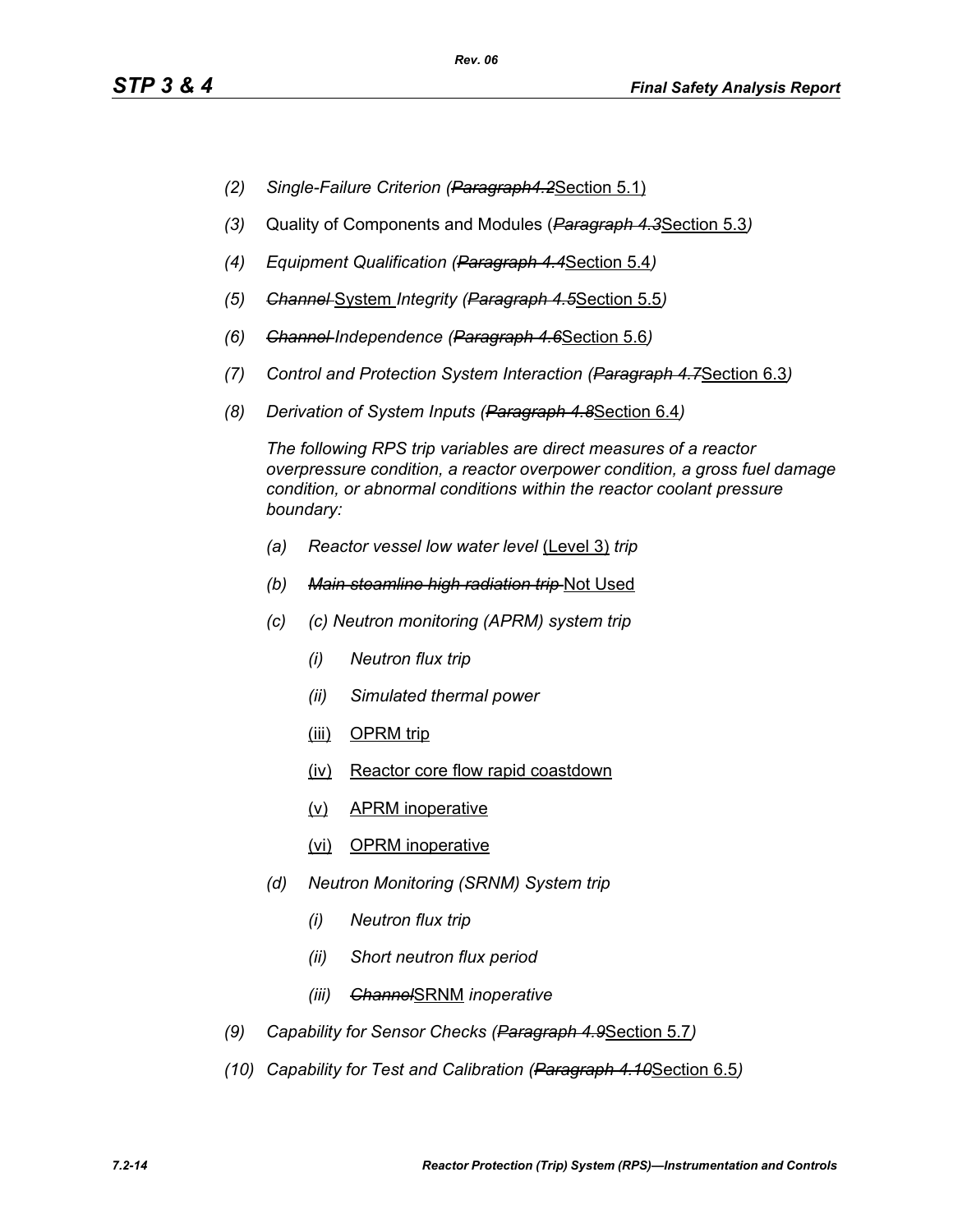- *(2) Single-Failure Criterion (~~Paragraph4.2~~Section 5.1)*
- *(3)* Quality of Components and Modules (*~~Paragraph 4.3~~*Section 5.3*)*
- *(4) Equipment Qualification (~~Paragraph 4.4~~Section 5.4)*
- *(5) ~~Channel~~ System Integrity (~~Paragraph 4.5~~Section 5.5)*
- *(6) ~~Channel~~ Independence (~~Paragraph 4.6~~Section 5.6)*
- *(7) Control and Protection System Interaction (~~Paragraph 4.7~~Section 6.3)*
- *(8) Derivation of System Inputs (~~Paragraph 4.8~~Section 6.4)*

  *The following RPS trip variables are direct measures of a reactor overpressure condition, a reactor overpower condition, a gross fuel damage condition, or abnormal conditions within the reactor coolant pressure boundary:*

  - *(a) Reactor vessel low water level* (Level 3) *trip*
  - *(b) ~~Main steamline high radiation trip~~* Not Used
  - *(c) (c) Neutron monitoring (APRM) system trip*
    - *(i) Neutron flux trip*
    - *(ii) Simulated thermal power*
    - (iii) OPRM trip
    - (iv) Reactor core flow rapid coastdown
    - (v) APRM inoperative
    - (vi) OPRM inoperative
  - *(d) Neutron Monitoring (SRNM) System trip*
    - *(i) Neutron flux trip*
    - *(ii) Short neutron flux period*
    - *(iii) ~~Channel~~*SRNM *inoperative*
- *(9) Capability for Sensor Checks (~~Paragraph 4.9~~Section 5.7)*
- *(10) Capability for Test and Calibration (~~Paragraph 4.10~~Section 6.5)*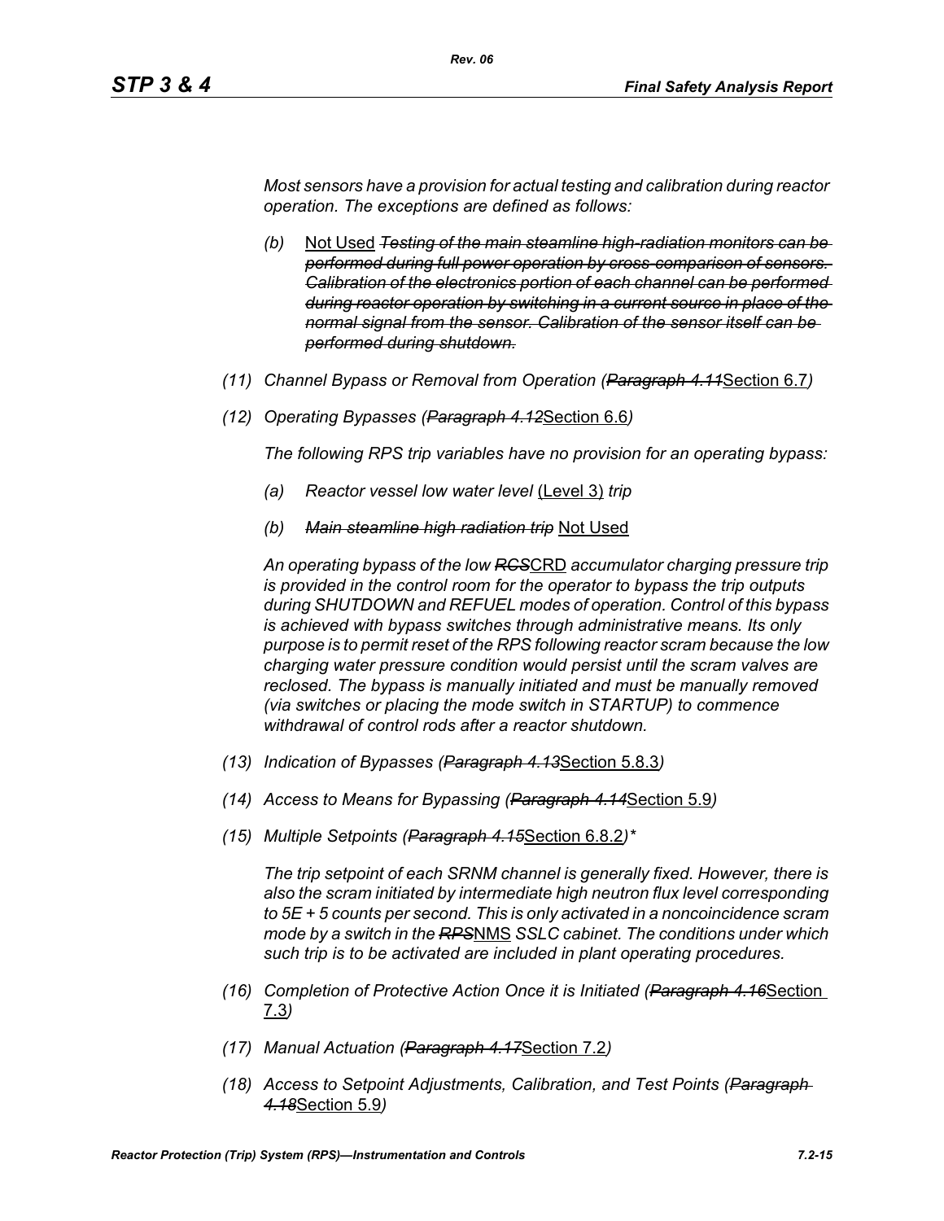*Most sensors have a provision for actual testing and calibration during reactor operation. The exceptions are defined as follows:*

- *(b)* Not Used ~~*Testing of the main steamline high-radiation monitors can be performed during full power operation by cross-comparison of sensors. Calibration of the electronics portion of each channel can be performed during reactor operation by switching in a current source in place of the normal signal from the sensor. Calibration of the sensor itself can be performed during shutdown.*~~

*(11) Channel Bypass or Removal from Operation (~~Paragraph 4.11~~*Section 6.7*)*

*(12) Operating Bypasses (~~Paragraph 4.12~~*Section 6.6*)*

*The following RPS trip variables have no provision for an operating bypass:*

- *(a) Reactor vessel low water level* (Level 3) *trip*
- *(b) ~~Main steamline high radiation trip~~* Not Used

*An operating bypass of the low ~~RCS~~*CRD *accumulator charging pressure trip is provided in the control room for the operator to bypass the trip outputs during SHUTDOWN and REFUEL modes of operation. Control of this bypass is achieved with bypass switches through administrative means. Its only purpose is to permit reset of the RPS following reactor scram because the low charging water pressure condition would persist until the scram valves are reclosed. The bypass is manually initiated and must be manually removed (via switches or placing the mode switch in STARTUP) to commence withdrawal of control rods after a reactor shutdown.*

*(13) Indication of Bypasses (~~Paragraph 4.13~~*Section 5.8.3*)*

*(14) Access to Means for Bypassing (~~Paragraph 4.14~~*Section 5.9*)*

*(15) Multiple Setpoints (~~Paragraph 4.15~~*Section 6.8.2*)\**

*The trip setpoint of each SRNM channel is generally fixed. However, there is also the scram initiated by intermediate high neutron flux level corresponding to 5E + 5 counts per second. This is only activated in a noncoincidence scram mode by a switch in the ~~RPS~~*NMS *SSLC cabinet. The conditions under which such trip is to be activated are included in plant operating procedures.*

*(16) Completion of Protective Action Once it is Initiated (~~Paragraph 4.16~~*Section 7.3*)*

*(17) Manual Actuation (~~Paragraph 4.17~~*Section 7.2*)*

*(18) Access to Setpoint Adjustments, Calibration, and Test Points (~~Paragraph 4.18~~*Section 5.9*)*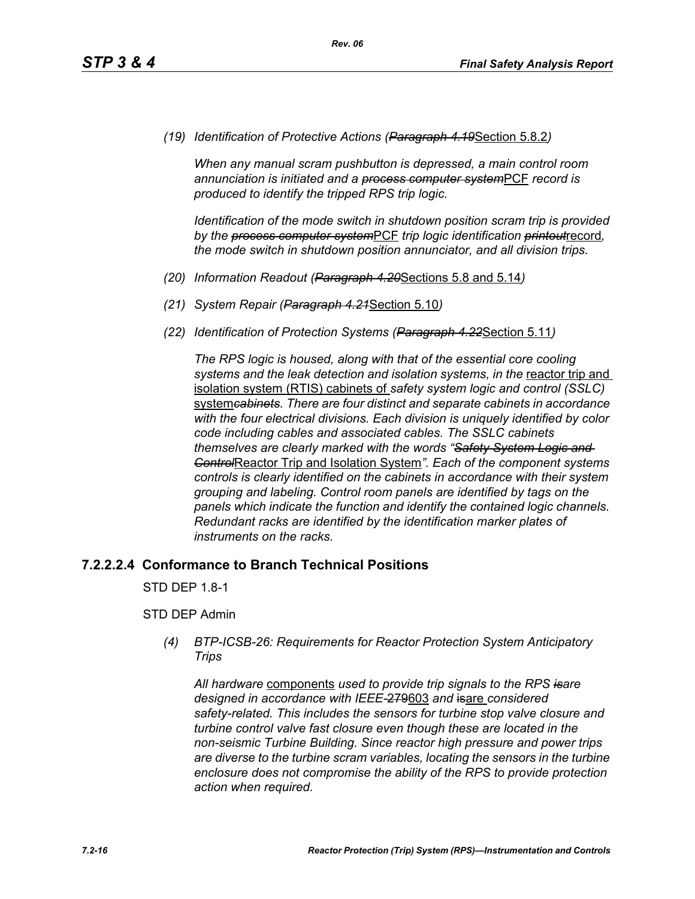*(19) Identification of Protective Actions (~~Paragraph 4.19~~Section 5.8.2)*

*When any manual scram pushbutton is depressed, a main control room annunciation is initiated and a ~~process computer system~~PCF record is produced to identify the tripped RPS trip logic.*

*Identification of the mode switch in shutdown position scram trip is provided by the ~~process computer system~~PCF trip logic identification ~~printout~~record, the mode switch in shutdown position annunciator, and all division trips.*

*(20) Information Readout (~~Paragraph 4.20~~Sections 5.8 and 5.14)*

*(21) System Repair (~~Paragraph 4.21~~Section 5.10)*

*(22) Identification of Protection Systems (~~Paragraph 4.22~~Section 5.11)*

*The RPS logic is housed, along with that of the essential core cooling systems and the leak detection and isolation systems, in the reactor trip and isolation system (RTIS) cabinets of safety system logic and control (SSLC) system~~cabinets~~. There are four distinct and separate cabinets in accordance with the four electrical divisions. Each division is uniquely identified by color code including cables and associated cables. The SSLC cabinets themselves are clearly marked with the words "~~Safety System Logic and Control~~Reactor Trip and Isolation System". Each of the component systems controls is clearly identified on the cabinets in accordance with their system grouping and labeling. Control room panels are identified by tags on the panels which indicate the function and identify the contained logic channels. Redundant racks are identified by the identification marker plates of instruments on the racks.*

### 7.2.2.2.4 Conformance to Branch Technical Positions

STD DEP 1.8-1

STD DEP Admin

*(4) BTP-ICSB-26: Requirements for Reactor Protection System Anticipatory Trips*

*All hardware components used to provide trip signals to the RPS ~~is~~are designed in accordance with IEEE-~~279~~603 and ~~is~~are considered safety-related. This includes the sensors for turbine stop valve closure and turbine control valve fast closure even though these are located in the non-seismic Turbine Building. Since reactor high pressure and power trips are diverse to the turbine scram variables, locating the sensors in the turbine enclosure does not compromise the ability of the RPS to provide protection action when required.*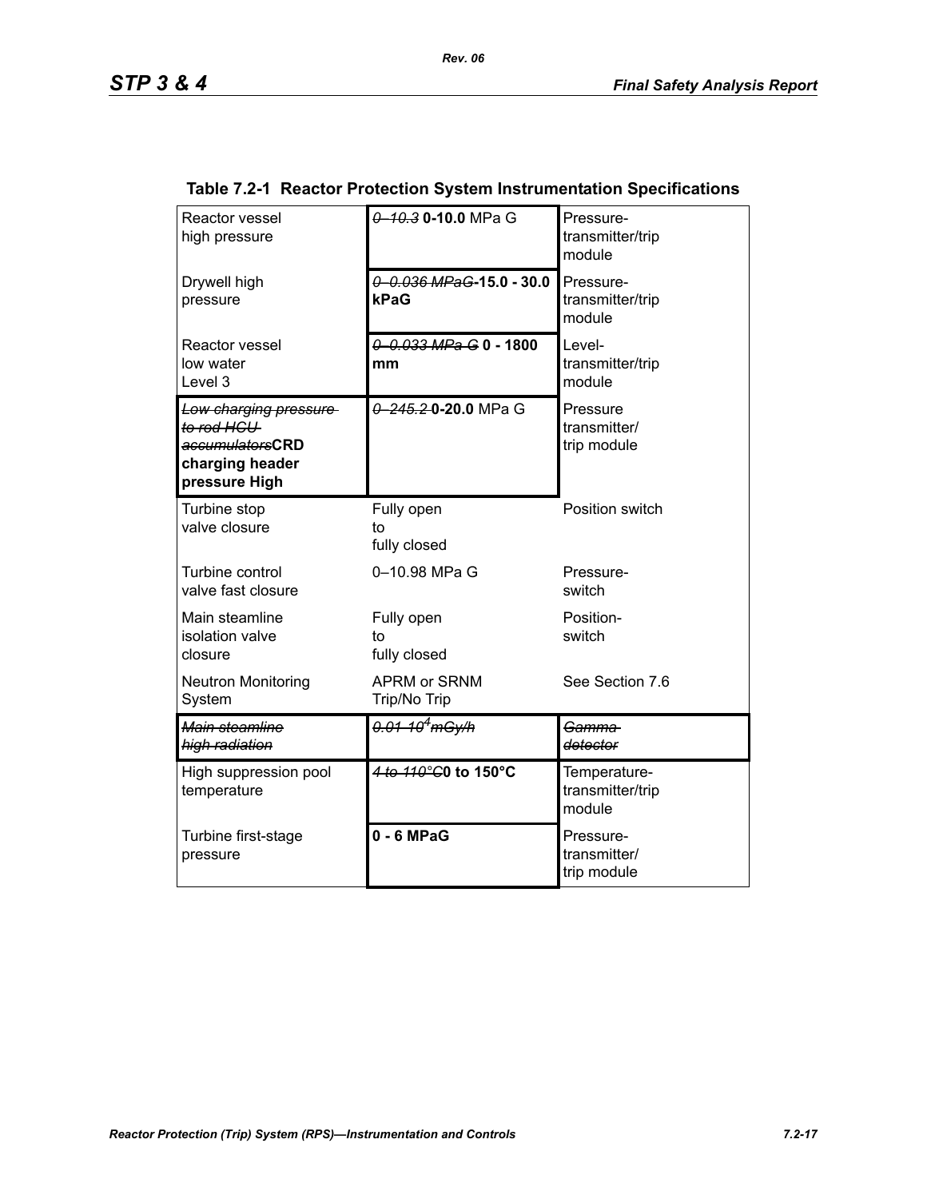**Table 7.2-1 Reactor Protection System Instrumentation Specifications**

| | | |
|---|---|---|
| Reactor vessel high pressure | ~~0–10.3~~ **0-10.0** MPa G | Pressure-transmitter/trip module |
| Drywell high pressure | ~~0–0.036 MPaG~~**-15.0 - 30.0 kPaG** | Pressure-transmitter/trip module |
| Reactor vessel low water Level 3 | ~~0–0.033 MPa G~~ **0 - 1800 mm** | Level-transmitter/trip module |
| ~~Low charging pressure to rod HCU accumulators~~**CRD charging header pressure High** | ~~0–245.2~~ **0-20.0** MPa G | Pressure transmitter/ trip module |
| Turbine stop valve closure | Fully open to fully closed | Position switch |
| Turbine control valve fast closure | 0–10.98 MPa G | Pressure-switch |
| Main steamline isolation valve closure | Fully open to fully closed | Position-switch |
| Neutron Monitoring System | APRM or SRNM Trip/No Trip | See Section 7.6 |
| ~~Main steamline high radiation~~ | ~~0.01–$10^4$ mGy/h~~ | ~~Gamma detector~~ |
| High suppression pool temperature | ~~4 to 110°C~~**0 to 150°C** | Temperature-transmitter/trip module |
| Turbine first-stage pressure | **0 - 6 MPaG** | Pressure-transmitter/ trip module |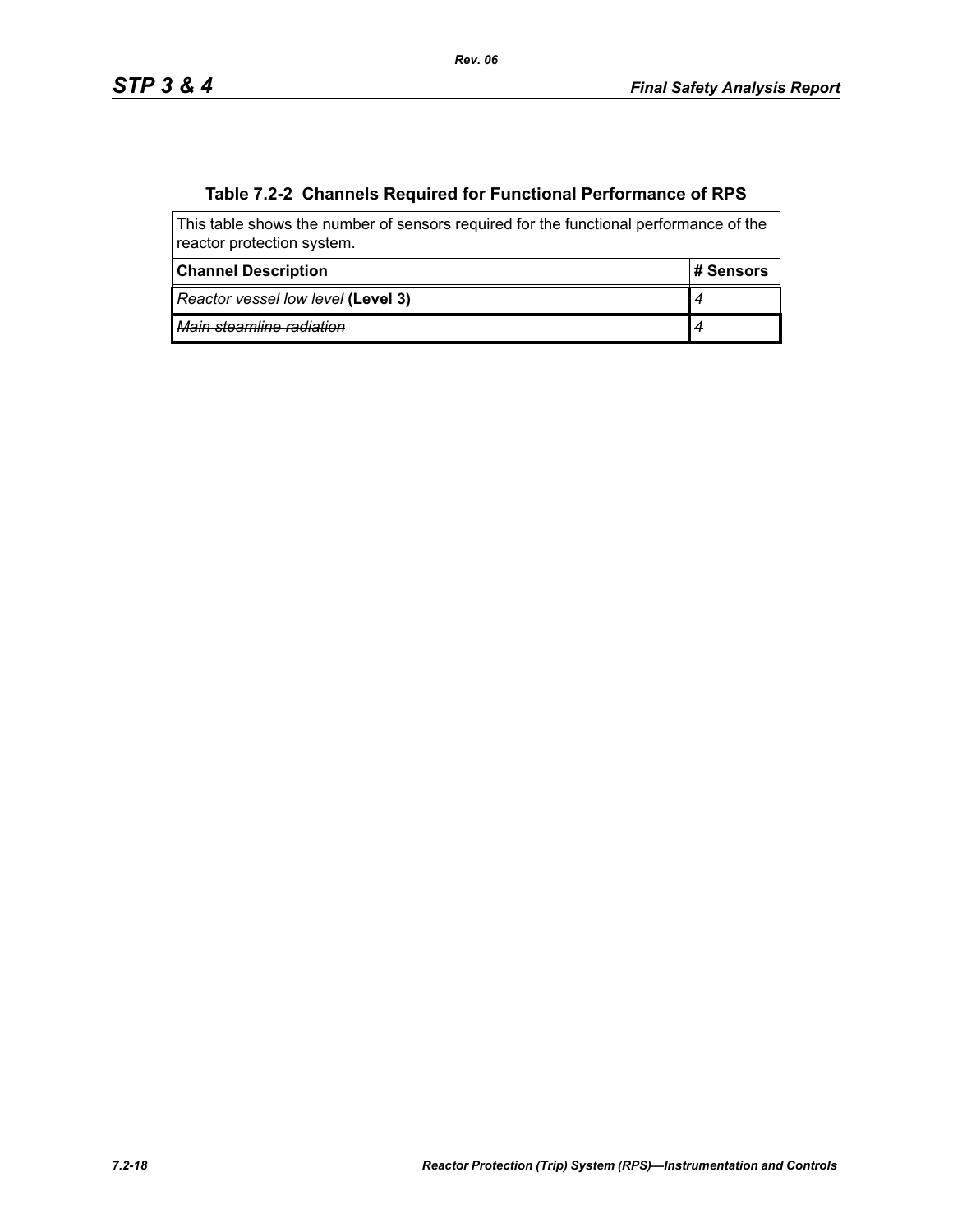## Table 7.2-2 Channels Required for Functional Performance of RPS

This table shows the number of sensors required for the functional performance of the reactor protection system.

| Channel Description | # Sensors |
|---|---|
| *Reactor vessel low level* **(Level 3)** | *4* |
| ~~*Main steamline radiation*~~ | ~~*4*~~ |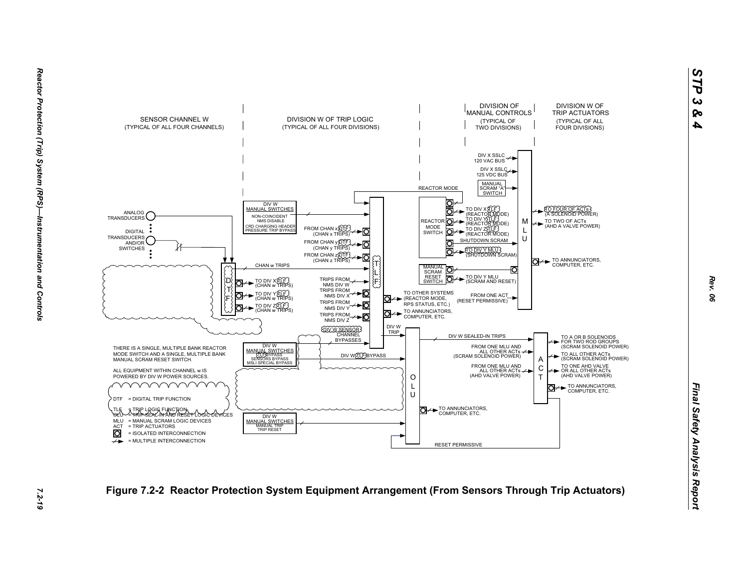SENSOR CHANNEL W
(TYPICAL OF ALL FOUR CHANNELS)

DIVISION W OF TRIP LOGIC
(TYPICAL OF ALL FOUR DIVISIONS)

DIVISION OF MANUAL CONTROLS
(TYPICAL OF TWO DIVISIONS)

DIVISION W OF TRIP ACTUATORS
(TYPICAL OF ALL FOUR DIVISIONS)

DIV X SSLC 120 VAC BUS

DIV X SSLC 125 VDC BUS

MANUAL SCRAM "A" SWITCH

REACTOR MODE

DIV W MANUAL SWITCHES
NON-COINCIDENT NMS DISABLE
CRD CHARGING HEADER PRESSURE TRIP BYPASS

ANALOG TRANSDUCERS

DIGITAL TRANSDUCERS AND/OR SWITCHES

FROM CHAN x DTF (CHAN x TRIPS)

FROM CHAN y DTF (CHAN y TRIPS)

FROM CHAN z DTF (CHAN z TRIPS)

CHAN w TRIPS

REACTOR MODE SWITCH

TO DIV X TLF (REACTOR MODE)

TO DIV Y TLF (REACTOR MODE)

TO DIV Z TLF (REACTOR MODE)

SHUTDOWN SCRAM

TO DIV Y MLU (SHUTDOWN SCRAM)

TO FOUR OF ACTs (A SOLENOID POWER)

TO TWO OF ACTs (AHD A VALVE POWER)

TO ANNUNCIATORS, COMPUTER, ETC.

MANUAL SCRAM RESET SWITCH

TO DIV Y MLU (SCRAM AND RESET)

D T F

TO DIV X TLF (CHAN w TRIPS)

TO DIV Y TLF (CHAN w TRIPS)

TO DIV Z TLF (CHAN w TRIPS)

TRIPS FROM NMS DIV W

TRIPS FROM NMS DIV X

TRIPS FROM NMS DIV Y

TRIPS FROM NMS DIV Z

T L F

TO OTHER SYSTEMS (REACTOR MODE, RPS STATUS, ETC.)

TO ANNUNCIATORS, COMPUTER, ETC.

FROM ONE ACT (RESET PERMISSIVE)

M L U

DIV W SENSOR CHANNEL BYPASSES

DIV W TRIP

DIV W SEALED-IN TRIPS

THERE IS A SINGLE, MULTIPLE BANK REACTOR MODE SWITCH AND A SINGLE, MULTIPLE BANK MANUAL SCRAM RESET SWITCH.

ALL EQUIPMENT WITHIN CHANNEL w IS POWERED BY DIV W POWER SOURCES.

DIV W MANUAL SWITCHES
TLF BYPASS
SENSORS BYPASS
MSLI SPECIAL BYPASS

DIV W TLF BYPASS

FROM ONE MLU AND ALL OTHER ACTs (SCRAM SOLENOID POWER)

FROM ONE MLU AND ALL OTHER ACTs (AHD VALVE POWER)

A C T

O L U

TO A OR B SOLENOIDS FOR TWO ROD GROUPS (SCRAM SOLENOID POWER)

TO ALL OTHER ACTs (SCRAM SOLENOID POWER)

TO ONE AHD VALVE OR ALL OTHER ACTs (AHD VALVE POWER)

TO ANNUNCIATORS, COMPUTER, ETC.

DTF = DIGITAL TRIP FUNCTION
TLF = TRIP LOGIC FUNCTION
OLU = TRIP SEAL-IN AND RESET LOGIC DEVICES
MLU = MANUAL SCRAM LOGIC DEVICES
ACT = TRIP ACTUATORS
[O] = ISOLATED INTERCONNECTION
= MULTIPLE INTERCONNECTION

DIV W MANUAL SWITCHES
MANUAL TRIP
TRIP RESET

TO ANNUNCIATORS, COMPUTER, ETC.

RESET PERMISSIVE

**Figure 7.2-2 Reactor Protection System Equipment Arrangement (From Sensors Through Trip Actuators)**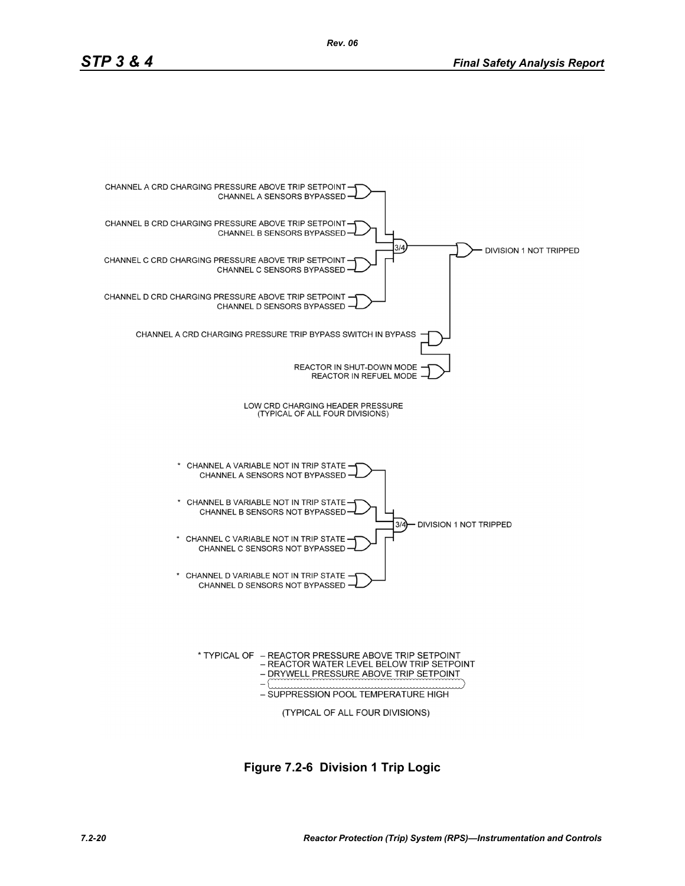CHANNEL A CRD CHARGING PRESSURE ABOVE TRIP SETPOINT
CHANNEL A SENSORS BYPASSED

CHANNEL B CRD CHARGING PRESSURE ABOVE TRIP SETPOINT
CHANNEL B SENSORS BYPASSED

CHANNEL C CRD CHARGING PRESSURE ABOVE TRIP SETPOINT
CHANNEL C SENSORS BYPASSED

CHANNEL D CRD CHARGING PRESSURE ABOVE TRIP SETPOINT
CHANNEL D SENSORS BYPASSED

3/4

DIVISION 1 NOT TRIPPED

CHANNEL A CRD CHARGING PRESSURE TRIP BYPASS SWITCH IN BYPASS

REACTOR IN SHUT-DOWN MODE
REACTOR IN REFUEL MODE

LOW CRD CHARGING HEADER PRESSURE
(TYPICAL OF ALL FOUR DIVISIONS)

\* CHANNEL A VARIABLE NOT IN TRIP STATE
CHANNEL A SENSORS NOT BYPASSED

\* CHANNEL B VARIABLE NOT IN TRIP STATE
CHANNEL B SENSORS NOT BYPASSED

\* CHANNEL C VARIABLE NOT IN TRIP STATE
CHANNEL C SENSORS NOT BYPASSED

\* CHANNEL D VARIABLE NOT IN TRIP STATE
CHANNEL D SENSORS NOT BYPASSED

3/4

DIVISION 1 NOT TRIPPED

\* TYPICAL OF
- REACTOR PRESSURE ABOVE TRIP SETPOINT
- REACTOR WATER LEVEL BELOW TRIP SETPOINT
- DRYWELL PRESSURE ABOVE TRIP SETPOINT
- 
- SUPPRESSION POOL TEMPERATURE HIGH

(TYPICAL OF ALL FOUR DIVISIONS)

**Figure 7.2-6 Division 1 Trip Logic**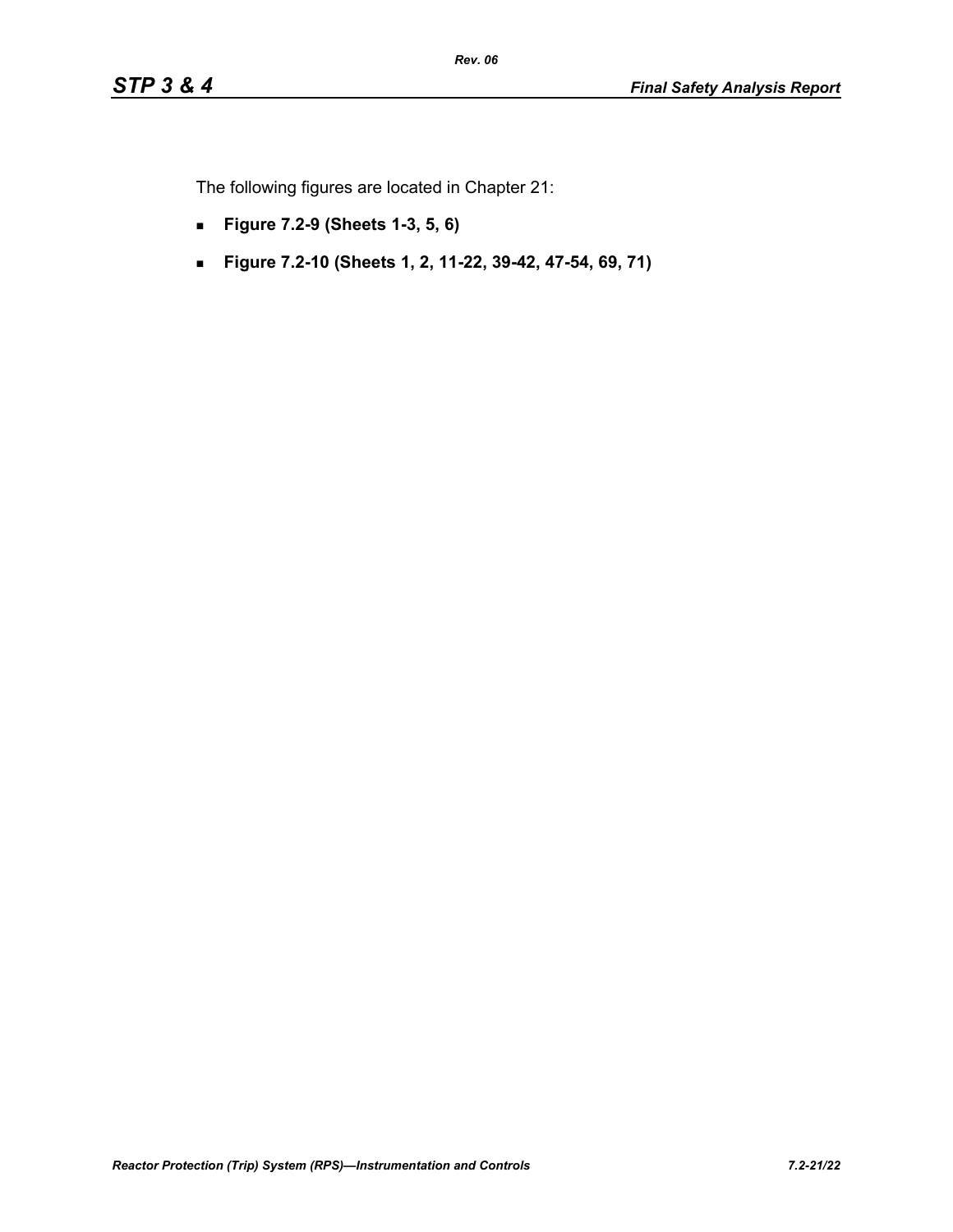The following figures are located in Chapter 21:

- **Figure 7.2-9 (Sheets 1-3, 5, 6)**
- **Figure 7.2-10 (Sheets 1, 2, 11-22, 39-42, 47-54, 69, 71)**